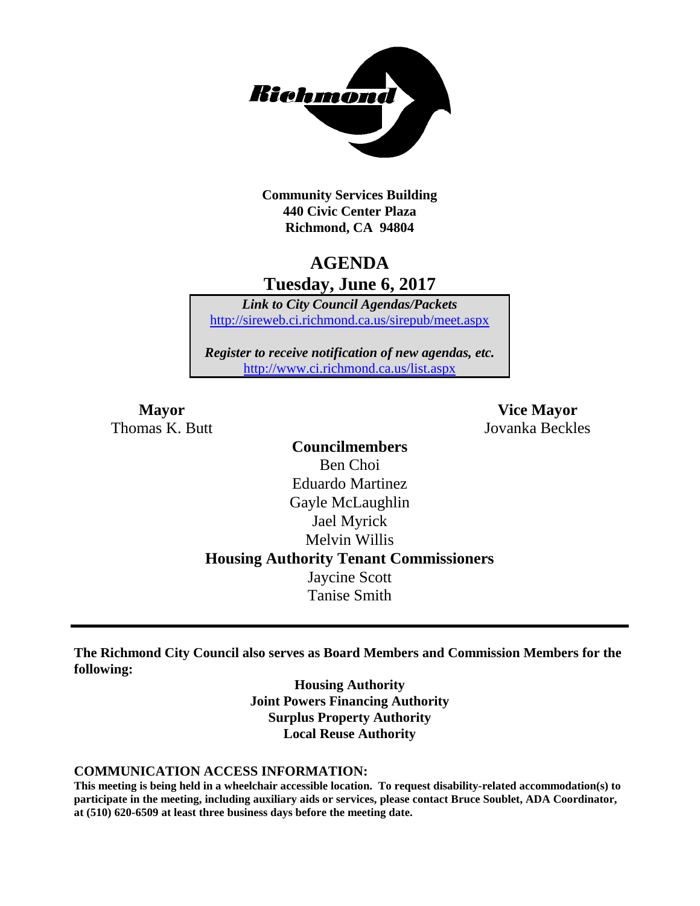**Community Services Building**
**440 Civic Center Plaza**
**Richmond, CA 94804**

# AGENDA

## Tuesday, June 6, 2017

***Link to City Council Agendas/Packets***
http://sireweb.ci.richmond.ca.us/sirepub/meet.aspx

***Register to receive notification of new agendas, etc.***
http://www.ci.richmond.ca.us/list.aspx

**Mayor**
Thomas K. Butt

**Vice Mayor**
Jovanka Beckles

**Councilmembers**
Ben Choi
Eduardo Martinez
Gayle McLaughlin
Jael Myrick
Melvin Willis

**Housing Authority Tenant Commissioners**
Jaycine Scott
Tanise Smith

---

**The Richmond City Council also serves as Board Members and Commission Members for the following:**

**Housing Authority**
**Joint Powers Financing Authority**
**Surplus Property Authority**
**Local Reuse Authority**

**COMMUNICATION ACCESS INFORMATION:**

**This meeting is being held in a wheelchair accessible location. To request disability-related accommodation(s) to participate in the meeting, including auxiliary aids or services, please contact Bruce Soublet, ADA Coordinator, at (510) 620-6509 at least three business days before the meeting date.**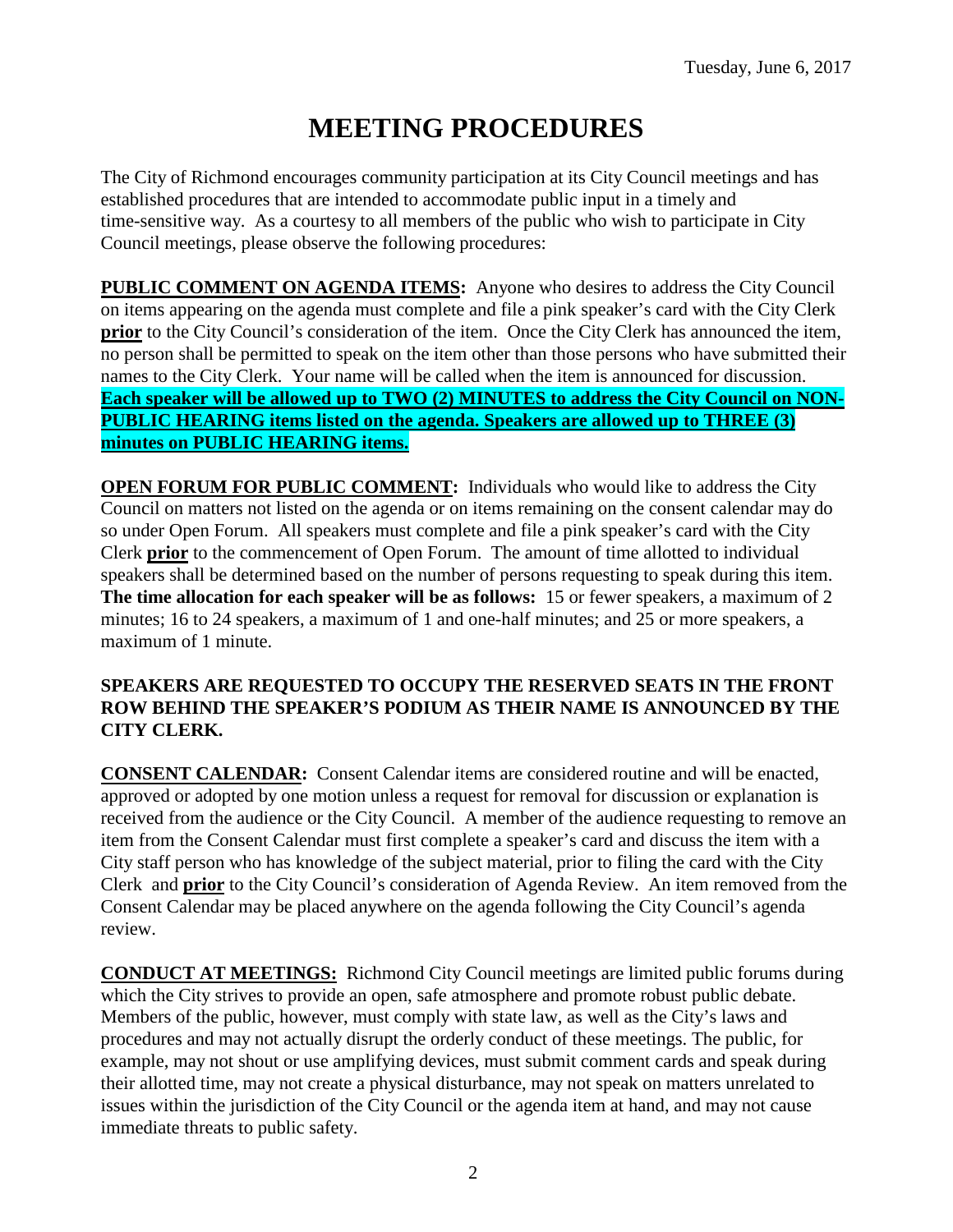Tuesday, June 6, 2017

# MEETING PROCEDURES

The City of Richmond encourages community participation at its City Council meetings and has established procedures that are intended to accommodate public input in a timely and time-sensitive way. As a courtesy to all members of the public who wish to participate in City Council meetings, please observe the following procedures:

**PUBLIC COMMENT ON AGENDA ITEMS:** Anyone who desires to address the City Council on items appearing on the agenda must complete and file a pink speaker's card with the City Clerk **prior** to the City Council's consideration of the item. Once the City Clerk has announced the item, no person shall be permitted to speak on the item other than those persons who have submitted their names to the City Clerk. Your name will be called when the item is announced for discussion. **Each speaker will be allowed up to TWO (2) MINUTES to address the City Council on NON-PUBLIC HEARING items listed on the agenda. Speakers are allowed up to THREE (3) minutes on PUBLIC HEARING items.**

**OPEN FORUM FOR PUBLIC COMMENT:** Individuals who would like to address the City Council on matters not listed on the agenda or on items remaining on the consent calendar may do so under Open Forum. All speakers must complete and file a pink speaker's card with the City Clerk **prior** to the commencement of Open Forum. The amount of time allotted to individual speakers shall be determined based on the number of persons requesting to speak during this item. **The time allocation for each speaker will be as follows:** 15 or fewer speakers, a maximum of 2 minutes; 16 to 24 speakers, a maximum of 1 and one-half minutes; and 25 or more speakers, a maximum of 1 minute.

**SPEAKERS ARE REQUESTED TO OCCUPY THE RESERVED SEATS IN THE FRONT ROW BEHIND THE SPEAKER'S PODIUM AS THEIR NAME IS ANNOUNCED BY THE CITY CLERK.**

**CONSENT CALENDAR:** Consent Calendar items are considered routine and will be enacted, approved or adopted by one motion unless a request for removal for discussion or explanation is received from the audience or the City Council. A member of the audience requesting to remove an item from the Consent Calendar must first complete a speaker's card and discuss the item with a City staff person who has knowledge of the subject material, prior to filing the card with the City Clerk and **prior** to the City Council's consideration of Agenda Review. An item removed from the Consent Calendar may be placed anywhere on the agenda following the City Council's agenda review.

**CONDUCT AT MEETINGS:** Richmond City Council meetings are limited public forums during which the City strives to provide an open, safe atmosphere and promote robust public debate. Members of the public, however, must comply with state law, as well as the City's laws and procedures and may not actually disrupt the orderly conduct of these meetings. The public, for example, may not shout or use amplifying devices, must submit comment cards and speak during their allotted time, may not create a physical disturbance, may not speak on matters unrelated to issues within the jurisdiction of the City Council or the agenda item at hand, and may not cause immediate threats to public safety.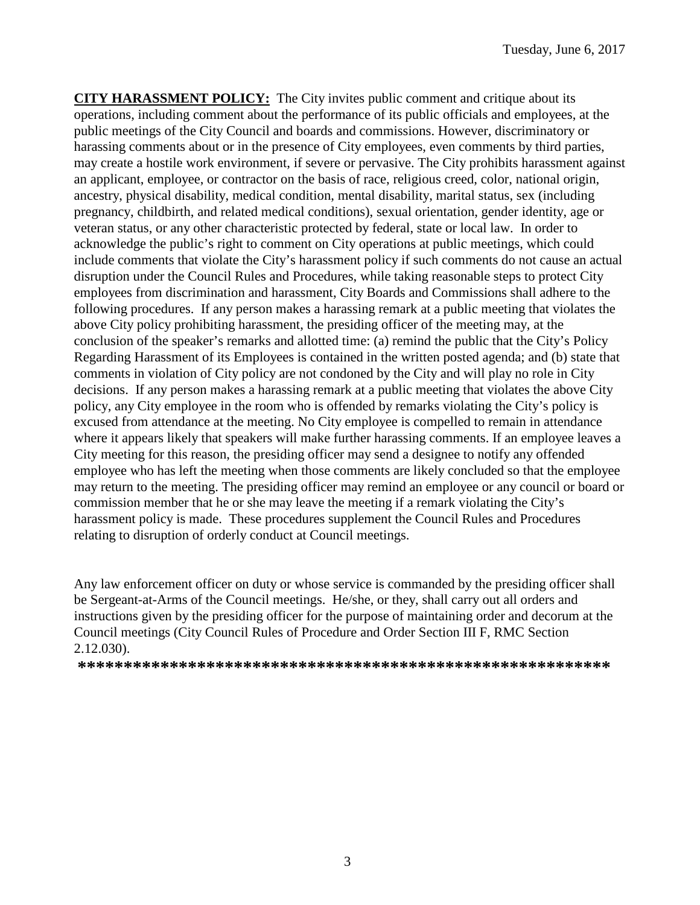**CITY HARASSMENT POLICY:** The City invites public comment and critique about its operations, including comment about the performance of its public officials and employees, at the public meetings of the City Council and boards and commissions. However, discriminatory or harassing comments about or in the presence of City employees, even comments by third parties, may create a hostile work environment, if severe or pervasive. The City prohibits harassment against an applicant, employee, or contractor on the basis of race, religious creed, color, national origin, ancestry, physical disability, medical condition, mental disability, marital status, sex (including pregnancy, childbirth, and related medical conditions), sexual orientation, gender identity, age or veteran status, or any other characteristic protected by federal, state or local law. In order to acknowledge the public's right to comment on City operations at public meetings, which could include comments that violate the City's harassment policy if such comments do not cause an actual disruption under the Council Rules and Procedures, while taking reasonable steps to protect City employees from discrimination and harassment, City Boards and Commissions shall adhere to the following procedures. If any person makes a harassing remark at a public meeting that violates the above City policy prohibiting harassment, the presiding officer of the meeting may, at the conclusion of the speaker's remarks and allotted time: (a) remind the public that the City's Policy Regarding Harassment of its Employees is contained in the written posted agenda; and (b) state that comments in violation of City policy are not condoned by the City and will play no role in City decisions. If any person makes a harassing remark at a public meeting that violates the above City policy, any City employee in the room who is offended by remarks violating the City's policy is excused from attendance at the meeting. No City employee is compelled to remain in attendance where it appears likely that speakers will make further harassing comments. If an employee leaves a City meeting for this reason, the presiding officer may send a designee to notify any offended employee who has left the meeting when those comments are likely concluded so that the employee may return to the meeting. The presiding officer may remind an employee or any council or board or commission member that he or she may leave the meeting if a remark violating the City's harassment policy is made. These procedures supplement the Council Rules and Procedures relating to disruption of orderly conduct at Council meetings.

Any law enforcement officer on duty or whose service is commanded by the presiding officer shall be Sergeant-at-Arms of the Council meetings. He/she, or they, shall carry out all orders and instructions given by the presiding officer for the purpose of maintaining order and decorum at the Council meetings (City Council Rules of Procedure and Order Section III F, RMC Section 2.12.030).

**************************************************************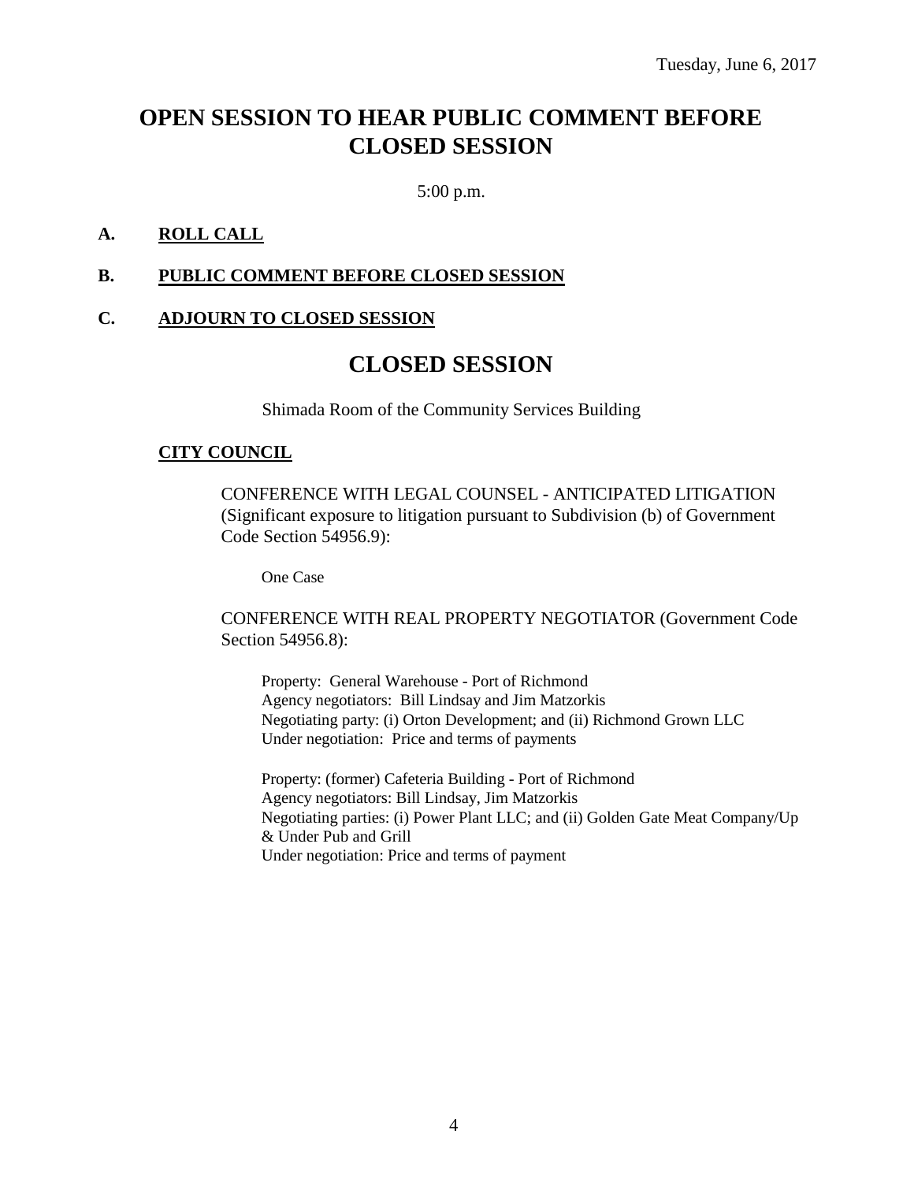Tuesday, June 6, 2017

# OPEN SESSION TO HEAR PUBLIC COMMENT BEFORE CLOSED SESSION

5:00 p.m.

**A. ROLL CALL**

**B. PUBLIC COMMENT BEFORE CLOSED SESSION**

**C. ADJOURN TO CLOSED SESSION**

# CLOSED SESSION

Shimada Room of the Community Services Building

**CITY COUNCIL**

CONFERENCE WITH LEGAL COUNSEL - ANTICIPATED LITIGATION (Significant exposure to litigation pursuant to Subdivision (b) of Government Code Section 54956.9):

One Case

CONFERENCE WITH REAL PROPERTY NEGOTIATOR (Government Code Section 54956.8):

Property: General Warehouse - Port of Richmond
Agency negotiators: Bill Lindsay and Jim Matzorkis
Negotiating party: (i) Orton Development; and (ii) Richmond Grown LLC
Under negotiation: Price and terms of payments

Property: (former) Cafeteria Building - Port of Richmond
Agency negotiators: Bill Lindsay, Jim Matzorkis
Negotiating parties: (i) Power Plant LLC; and (ii) Golden Gate Meat Company/Up & Under Pub and Grill
Under negotiation: Price and terms of payment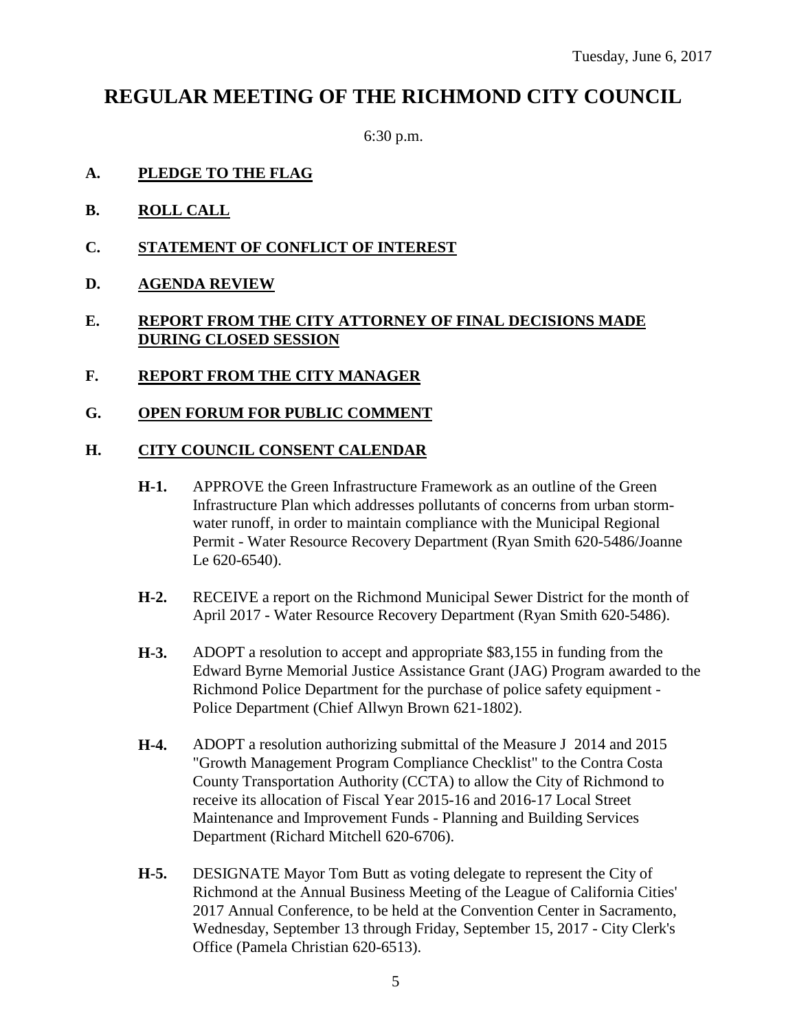Tuesday, June 6, 2017

# REGULAR MEETING OF THE RICHMOND CITY COUNCIL

6:30 p.m.

**A. PLEDGE TO THE FLAG**

**B. ROLL CALL**

**C. STATEMENT OF CONFLICT OF INTEREST**

**D. AGENDA REVIEW**

**E. REPORT FROM THE CITY ATTORNEY OF FINAL DECISIONS MADE DURING CLOSED SESSION**

**F. REPORT FROM THE CITY MANAGER**

**G. OPEN FORUM FOR PUBLIC COMMENT**

**H. CITY COUNCIL CONSENT CALENDAR**

**H-1.** APPROVE the Green Infrastructure Framework as an outline of the Green Infrastructure Plan which addresses pollutants of concerns from urban storm-water runoff, in order to maintain compliance with the Municipal Regional Permit - Water Resource Recovery Department (Ryan Smith 620-5486/Joanne Le 620-6540).

**H-2.** RECEIVE a report on the Richmond Municipal Sewer District for the month of April 2017 - Water Resource Recovery Department (Ryan Smith 620-5486).

**H-3.** ADOPT a resolution to accept and appropriate $83,155 in funding from the Edward Byrne Memorial Justice Assistance Grant (JAG) Program awarded to the Richmond Police Department for the purchase of police safety equipment - Police Department (Chief Allwyn Brown 621-1802).

**H-4.** ADOPT a resolution authorizing submittal of the Measure J 2014 and 2015 "Growth Management Program Compliance Checklist" to the Contra Costa County Transportation Authority (CCTA) to allow the City of Richmond to receive its allocation of Fiscal Year 2015-16 and 2016-17 Local Street Maintenance and Improvement Funds - Planning and Building Services Department (Richard Mitchell 620-6706).

**H-5.** DESIGNATE Mayor Tom Butt as voting delegate to represent the City of Richmond at the Annual Business Meeting of the League of California Cities' 2017 Annual Conference, to be held at the Convention Center in Sacramento, Wednesday, September 13 through Friday, September 15, 2017 - City Clerk's Office (Pamela Christian 620-6513).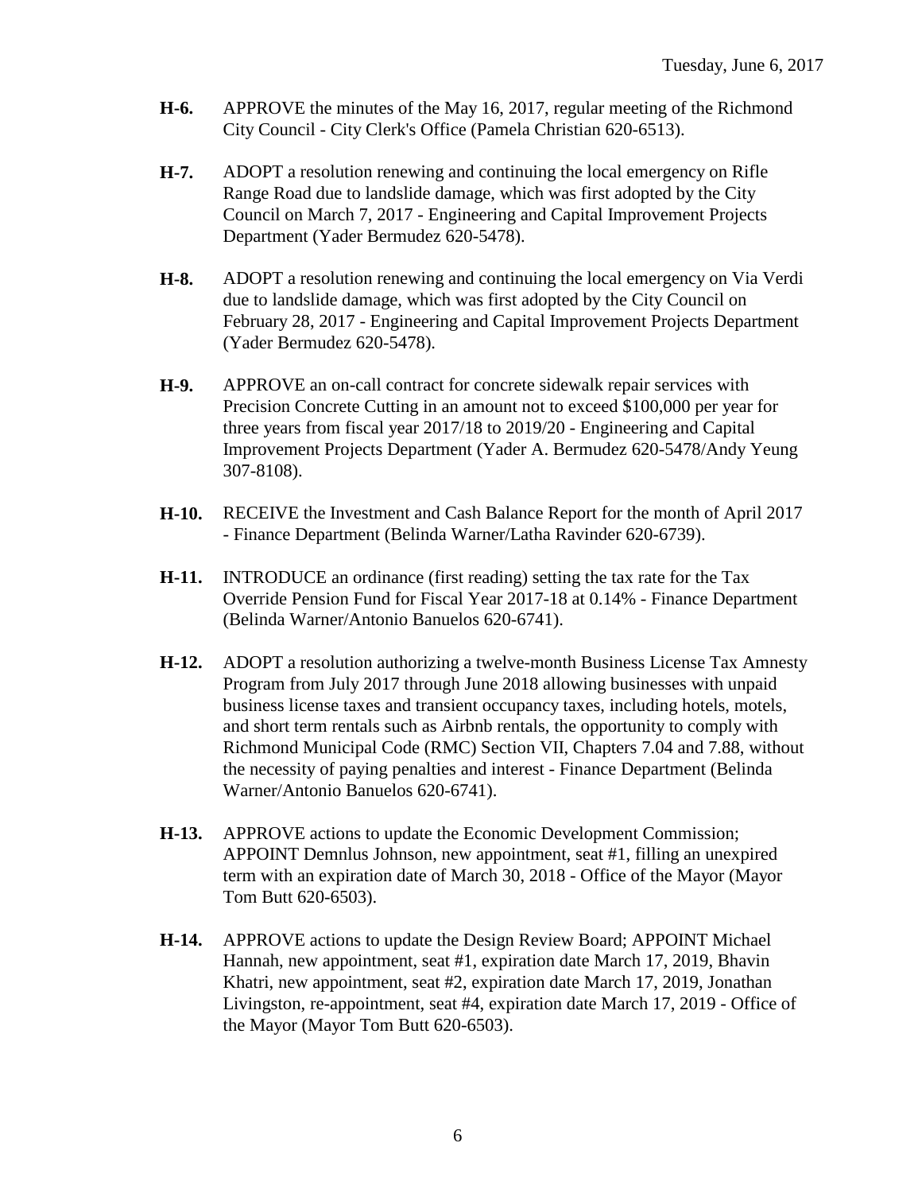**H-6.** APPROVE the minutes of the May 16, 2017, regular meeting of the Richmond City Council - City Clerk's Office (Pamela Christian 620-6513).

**H-7.** ADOPT a resolution renewing and continuing the local emergency on Rifle Range Road due to landslide damage, which was first adopted by the City Council on March 7, 2017 - Engineering and Capital Improvement Projects Department (Yader Bermudez 620-5478).

**H-8.** ADOPT a resolution renewing and continuing the local emergency on Via Verdi due to landslide damage, which was first adopted by the City Council on February 28, 2017 - Engineering and Capital Improvement Projects Department (Yader Bermudez 620-5478).

**H-9.** APPROVE an on-call contract for concrete sidewalk repair services with Precision Concrete Cutting in an amount not to exceed \$100,000 per year for three years from fiscal year 2017/18 to 2019/20 - Engineering and Capital Improvement Projects Department (Yader A. Bermudez 620-5478/Andy Yeung 307-8108).

**H-10.** RECEIVE the Investment and Cash Balance Report for the month of April 2017 - Finance Department (Belinda Warner/Latha Ravinder 620-6739).

**H-11.** INTRODUCE an ordinance (first reading) setting the tax rate for the Tax Override Pension Fund for Fiscal Year 2017-18 at 0.14% - Finance Department (Belinda Warner/Antonio Banuelos 620-6741).

**H-12.** ADOPT a resolution authorizing a twelve-month Business License Tax Amnesty Program from July 2017 through June 2018 allowing businesses with unpaid business license taxes and transient occupancy taxes, including hotels, motels, and short term rentals such as Airbnb rentals, the opportunity to comply with Richmond Municipal Code (RMC) Section VII, Chapters 7.04 and 7.88, without the necessity of paying penalties and interest - Finance Department (Belinda Warner/Antonio Banuelos 620-6741).

**H-13.** APPROVE actions to update the Economic Development Commission; APPOINT Demnlus Johnson, new appointment, seat #1, filling an unexpired term with an expiration date of March 30, 2018 - Office of the Mayor (Mayor Tom Butt 620-6503).

**H-14.** APPROVE actions to update the Design Review Board; APPOINT Michael Hannah, new appointment, seat #1, expiration date March 17, 2019, Bhavin Khatri, new appointment, seat #2, expiration date March 17, 2019, Jonathan Livingston, re-appointment, seat #4, expiration date March 17, 2019 - Office of the Mayor (Mayor Tom Butt 620-6503).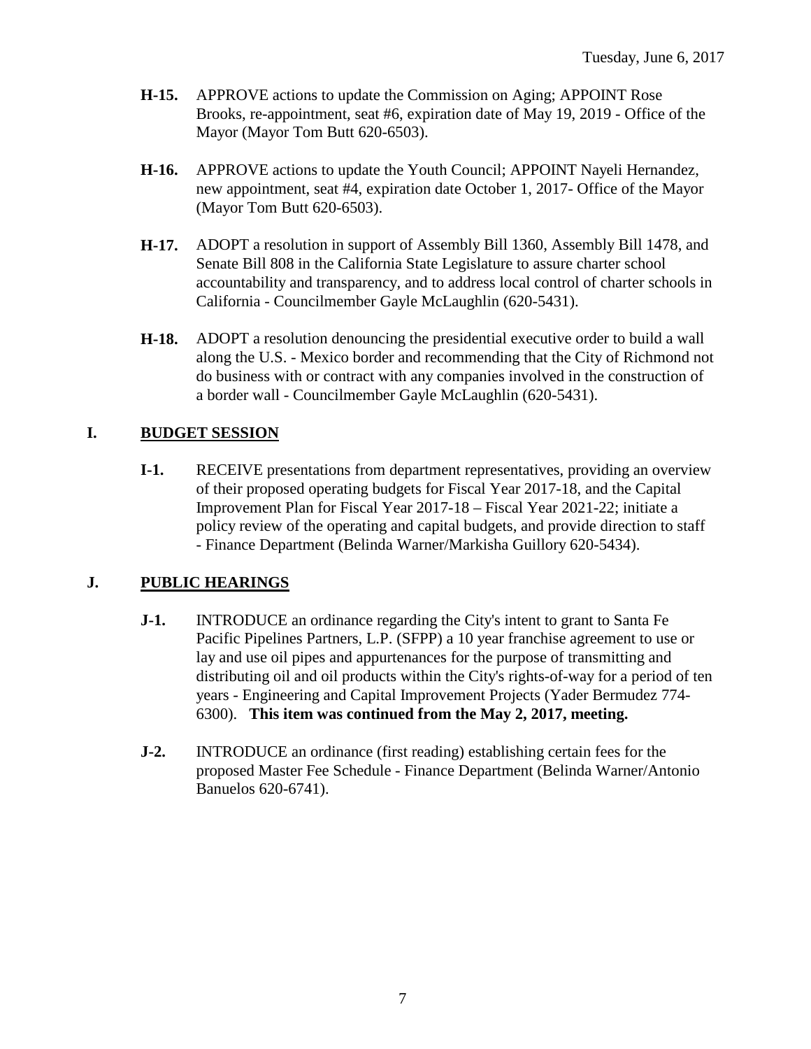**H-15.** APPROVE actions to update the Commission on Aging; APPOINT Rose Brooks, re-appointment, seat #6, expiration date of May 19, 2019 - Office of the Mayor (Mayor Tom Butt 620-6503).

**H-16.** APPROVE actions to update the Youth Council; APPOINT Nayeli Hernandez, new appointment, seat #4, expiration date October 1, 2017- Office of the Mayor (Mayor Tom Butt 620-6503).

**H-17.** ADOPT a resolution in support of Assembly Bill 1360, Assembly Bill 1478, and Senate Bill 808 in the California State Legislature to assure charter school accountability and transparency, and to address local control of charter schools in California - Councilmember Gayle McLaughlin (620-5431).

**H-18.** ADOPT a resolution denouncing the presidential executive order to build a wall along the U.S. - Mexico border and recommending that the City of Richmond not do business with or contract with any companies involved in the construction of a border wall - Councilmember Gayle McLaughlin (620-5431).

## I. BUDGET SESSION

**I-1.** RECEIVE presentations from department representatives, providing an overview of their proposed operating budgets for Fiscal Year 2017-18, and the Capital Improvement Plan for Fiscal Year 2017-18 – Fiscal Year 2021-22; initiate a policy review of the operating and capital budgets, and provide direction to staff - Finance Department (Belinda Warner/Markisha Guillory 620-5434).

## J. PUBLIC HEARINGS

**J-1.** INTRODUCE an ordinance regarding the City's intent to grant to Santa Fe Pacific Pipelines Partners, L.P. (SFPP) a 10 year franchise agreement to use or lay and use oil pipes and appurtenances for the purpose of transmitting and distributing oil and oil products within the City's rights-of-way for a period of ten years - Engineering and Capital Improvement Projects (Yader Bermudez 774-6300). **This item was continued from the May 2, 2017, meeting.**

**J-2.** INTRODUCE an ordinance (first reading) establishing certain fees for the proposed Master Fee Schedule - Finance Department (Belinda Warner/Antonio Banuelos 620-6741).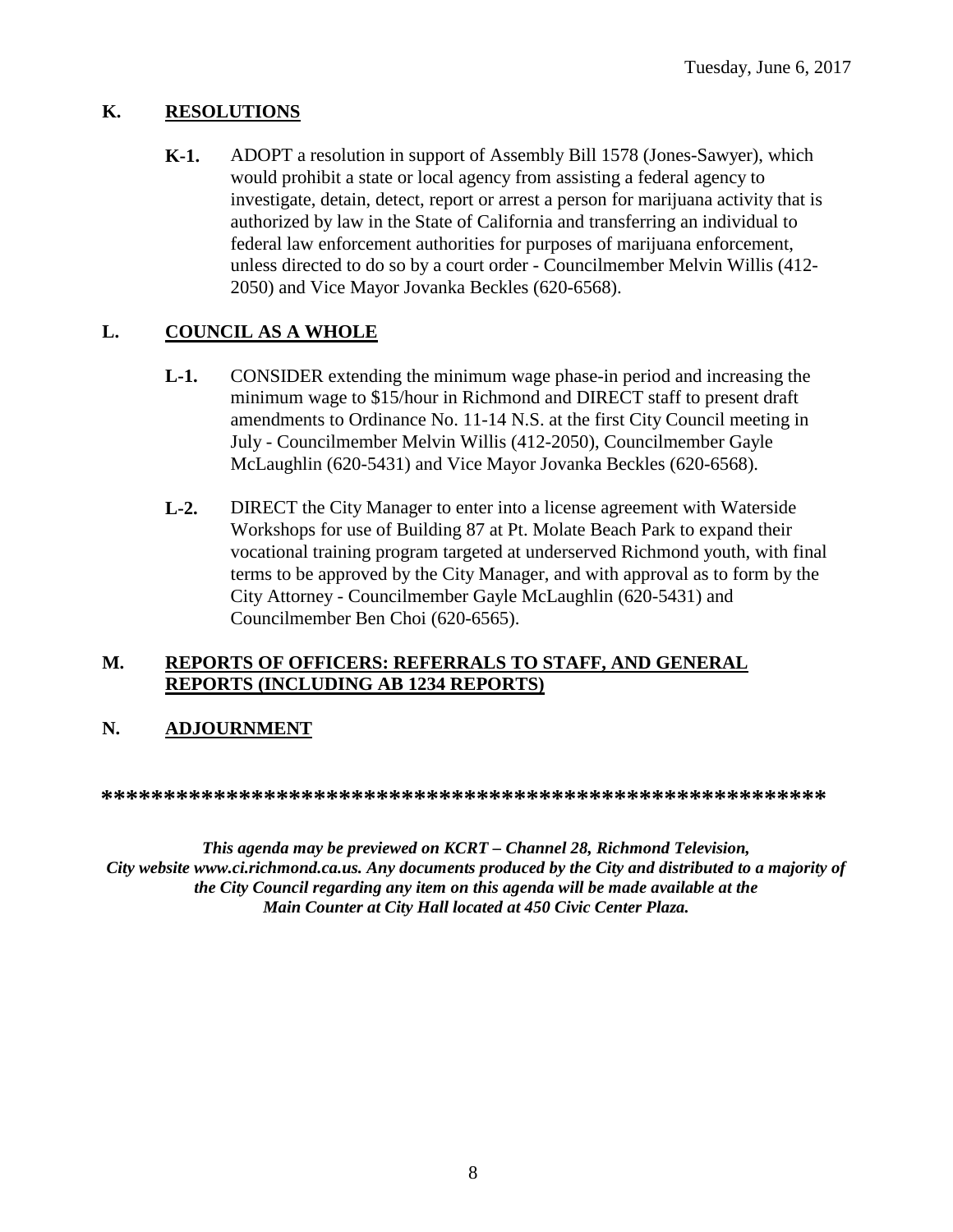Tuesday, June 6, 2017

## K. RESOLUTIONS

**K-1.** ADOPT a resolution in support of Assembly Bill 1578 (Jones-Sawyer), which would prohibit a state or local agency from assisting a federal agency to investigate, detain, detect, report or arrest a person for marijuana activity that is authorized by law in the State of California and transferring an individual to federal law enforcement authorities for purposes of marijuana enforcement, unless directed to do so by a court order - Councilmember Melvin Willis (412-2050) and Vice Mayor Jovanka Beckles (620-6568).

## L. COUNCIL AS A WHOLE

**L-1.** CONSIDER extending the minimum wage phase-in period and increasing the minimum wage to $15/hour in Richmond and DIRECT staff to present draft amendments to Ordinance No. 11-14 N.S. at the first City Council meeting in July - Councilmember Melvin Willis (412-2050), Councilmember Gayle McLaughlin (620-5431) and Vice Mayor Jovanka Beckles (620-6568).

**L-2.** DIRECT the City Manager to enter into a license agreement with Waterside Workshops for use of Building 87 at Pt. Molate Beach Park to expand their vocational training program targeted at underserved Richmond youth, with final terms to be approved by the City Manager, and with approval as to form by the City Attorney - Councilmember Gayle McLaughlin (620-5431) and Councilmember Ben Choi (620-6565).

## M. REPORTS OF OFFICERS: REFERRALS TO STAFF, AND GENERAL REPORTS (INCLUDING AB 1234 REPORTS)

## N. ADJOURNMENT

**********************************************************

***This agenda may be previewed on KCRT – Channel 28, Richmond Television, City website www.ci.richmond.ca.us. Any documents produced by the City and distributed to a majority of the City Council regarding any item on this agenda will be made available at the Main Counter at City Hall located at 450 Civic Center Plaza.***